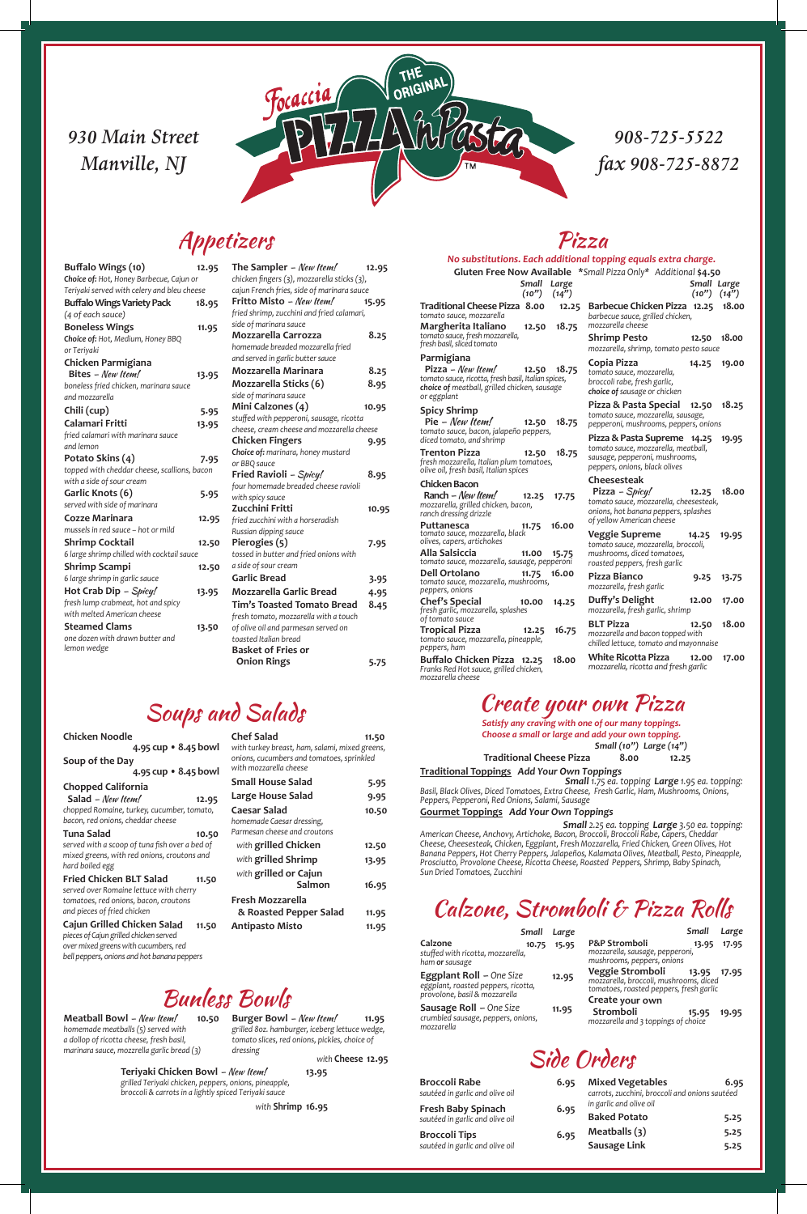930 Main Street
Manville, NJ

# Focaccia THE ORIGINAL PIZZA 'n Pasta™

908-725-5522
fax 908-725-8872

## Appetizers

**Buffalo Wings (10)** 12.95
*Choice of: Hot, Honey Barbecue, Cajun or Teriyaki served with celery and bleu cheese*

**Buffalo Wings Variety Pack** 18.95
*(4 of each sauce)*

**Boneless Wings** 11.95
*Choice of: Hot, Medium, Honey BBQ or Teriyaki*

**Chicken Parmigiana Bites** – *New Item!* 13.95
*boneless fried chicken, marinara sauce and mozzarella*

**Chili (cup)** 5.95

**Calamari Fritti** 13.95
*fried calamari with marinara sauce and lemon*

**Potato Skins (4)** 7.95
*topped with cheddar cheese, scallions, bacon with a side of sour cream*

**Garlic Knots (6)** 5.95
*served with side of marinara*

**Cozze Marinara** 12.95
*mussels in red sauce – hot or mild*

**Shrimp Cocktail** 12.50
*6 large shrimp chilled with cocktail sauce*

**Shrimp Scampi** 12.50
*6 large shrimp in garlic sauce*

**Hot Crab Dip** – *Spicy!* 13.95
*fresh lump crabmeat, hot and spicy with melted American cheese*

**Steamed Clams** 13.50
*one dozen with drawn butter and lemon wedge*

**The Sampler** – *New Item!* 12.95
*chicken fingers (3), mozzarella sticks (3), cajun French fries, side of marinara sauce*

**Fritto Misto** – *New Item!* 15.95
*fried shrimp, zucchini and fried calamari, side of marinara sauce*

**Mozzarella Carrozza** 8.25
*homemade breaded mozzarella fried and served in garlic butter sauce*

**Mozzarella Marinara** 8.25

**Mozzarella Sticks (6)** 8.95
*side of marinara sauce*

**Mini Calzones (4)** 10.95
*stuffed with pepperoni, sausage, ricotta cheese, cream cheese and mozzarella cheese*

**Chicken Fingers** 9.95
*Choice of: marinara, honey mustard or BBQ sauce*

**Fried Ravioli** – *Spicy!* 8.95
*four homemade breaded cheese ravioli with spicy sauce*

**Zucchini Fritti** 10.95
*fried zucchini with a horseradish Russian dipping sauce*

**Pierogies (5)** 7.95
*tossed in butter and fried onions with a side of sour cream*

**Garlic Bread** 3.95

**Mozzarella Garlic Bread** 4.95

**Tim's Toasted Tomato Bread** 8.45
*fresh tomato, mozzarella with a touch of olive oil and parmesan served on toasted Italian bread*

**Basket of Fries or Onion Rings** 5.75

## Pizza

***No substitutions. Each additional topping equals extra charge.***

**Gluten Free Now Available** *\*Small Pizza Only\* Additional* **$4.50**

| | Small (10") | Large (14") |
|---|---|---|
| **Traditional Cheese Pizza** *tomato sauce, mozzarella* | 8.00 | 12.25 |
| **Margherita Italiano** *tomato sauce, fresh mozzarella, fresh basil, sliced tomato* | 12.50 | 18.75 |
| **Parmigiana Pizza** – *New Item!* *tomato sauce, ricotta, fresh basil, Italian spices, choice of meatball, grilled chicken, sausage or eggplant* | 12.50 | 18.75 |
| **Spicy Shrimp Pie** – *New Item!* *tomato sauce, bacon, jalapeño peppers, diced tomato, and shrimp* | 12.50 | 18.75 |
| **Trenton Pizza** *fresh mozzarella, Italian plum tomatoes, olive oil, fresh basil, Italian spices* | 12.50 | 18.75 |
| **Chicken Bacon Ranch** – *New Item!* *mozzarella, grilled chicken, bacon, ranch dressing drizzle* | 12.25 | 17.75 |
| **Puttanesca** *tomato sauce, mozzarella, black olives, capers, artichokes* | 11.75 | 16.00 |
| **Alla Salsiccia** *tomato sauce, mozzarella, sausage, pepperoni* | 11.00 | 15.75 |
| **Dell Ortolano** *tomato sauce, mozzarella, mushrooms, peppers, onions* | 11.75 | 16.00 |
| **Chef's Special** *fresh garlic, mozzarella, splashes of tomato sauce* | 10.00 | 14.25 |
| **Tropical Pizza** *tomato sauce, mozzarella, pineapple, peppers, ham* | 12.25 | 16.75 |
| **Buffalo Chicken Pizza** *Franks Red Hot sauce, grilled chicken, mozzarella cheese* | 12.25 | 18.00 |
| **Barbecue Chicken Pizza** *barbecue sauce, grilled chicken, mozzarella cheese* | 12.25 | 18.00 |
| **Shrimp Pesto** *mozzarella, shrimp, tomato pesto sauce* | 12.50 | 18.00 |
| **Copia Pizza** *tomato sauce, mozzarella, broccoli rabe, fresh garlic, choice of sausage or chicken* | 14.25 | 19.00 |
| **Pizza & Pasta Special** *tomato sauce, mozzarella, sausage, pepperoni, mushrooms, peppers, onions* | 12.50 | 18.25 |
| **Pizza & Pasta Supreme** *tomato sauce, mozzarella, meatball, sausage, pepperoni, mushrooms, peppers, onions, black olives* | 14.25 | 19.95 |
| **Cheesesteak Pizza** – *Spicy!* *tomato sauce, mozzarella, cheesesteak, onions, hot banana peppers, splashes of yellow American cheese* | 12.25 | 18.00 |
| **Veggie Supreme** *tomato sauce, mozzarella, broccoli, mushrooms, diced tomatoes, roasted peppers, fresh garlic* | 14.25 | 19.95 |
| **Pizza Bianco** *mozzarella, fresh garlic* | 9.25 | 13.75 |
| **Duffy's Delight** *mozzarella, fresh garlic, shrimp* | 12.00 | 17.00 |
| **BLT Pizza** *mozzarella and bacon topped with chilled lettuce, tomato and mayonnaise* | 12.50 | 18.00 |
| **White Ricotta Pizza** *mozzarella, ricotta and fresh garlic* | 12.00 | 17.00 |

## Soups and Salads

**Chicken Noodle** 4.95 cup • 8.45 bowl

**Soup of the Day** 4.95 cup • 8.45 bowl

**Chopped California Salad** – *New Item!* 12.95
*chopped Romaine, turkey, cucumber, tomato, bacon, red onions, cheddar cheese*

**Tuna Salad** 10.50
*served with a scoop of tuna fish over a bed of mixed greens, with red onions, croutons and hard boiled egg*

**Fried Chicken BLT Salad** 11.50
*served over Romaine lettuce with cherry tomatoes, red onions, bacon, croutons and pieces of fried chicken*

**Cajun Grilled Chicken Salad** 11.50
*pieces of Cajun grilled chicken served over mixed greens with cucumbers, red bell peppers, onions and hot banana peppers*

**Chef Salad** 11.50
*with turkey breast, ham, salami, mixed greens, onions, cucumbers and tomatoes, sprinkled with mozzarella cheese*

**Small House Salad** 5.95

**Large House Salad** 9.95

**Caesar Salad** 10.50
*homemade Caesar dressing, Parmesan cheese and croutons*

*with* **grilled Chicken** 12.50

*with* **grilled Shrimp** 13.95

*with* **grilled or Cajun Salmon** 16.95

**Fresh Mozzarella & Roasted Pepper Salad** 11.95

**Antipasto Misto** 11.95

## Create your own Pizza

***Satisfy any craving with one of our many toppings. Choose a small or large and add your own topping.***

| | Small (10") | Large (14") |
|---|---|---|
| **Traditional Cheese Pizza** | 8.00 | 12.25 |

**Traditional Toppings** *Add Your Own Toppings*
***Small*** *1.75 ea. topping* ***Large*** *1.95 ea. topping:*
*Basil, Black Olives, Diced Tomatoes, Extra Cheese, Fresh Garlic, Ham, Mushrooms, Onions, Peppers, Pepperoni, Red Onions, Salami, Sausage*

**Gourmet Toppings** *Add Your Own Toppings*
***Small*** *2.25 ea. topping* ***Large*** *3.50 ea. topping:*
*American Cheese, Anchovy, Artichoke, Bacon, Broccoli, Broccoli Rabe, Capers, Cheddar Cheese, Cheesesteak, Chicken, Eggplant, Fresh Mozzarella, Fried Chicken, Green Olives, Hot Banana Peppers, Jalapeños, Kalamata Olives, Meatball, Pesto, Pineapple, Prosciutto, Provolone Cheese, Ricotta Cheese, Roasted Peppers, Shrimp, Baby Spinach, Sun Dried Tomatoes, Zucchini*

## Bunless Bowls

**Meatball Bowl** – *New Item!* 10.50
*homemade meatballs (5) served with a dollop of ricotta cheese, fresh basil, marinara sauce, mozzrella garlic bread (3)*

**Burger Bowl** – *New Item!* 11.95
*grilled 8oz. hamburger, iceberg lettuce wedge, tomato slices, red onions, pickles, choice of dressing*
*with* **Cheese 12.95**

**Teriyaki Chicken Bowl** – *New Item!* 13.95
*grilled Teriyaki chicken, peppers, onions, pineapple, broccoli & carrots in a lightly spiced Teriyaki sauce*
*with* **Shrimp 16.95**

## Calzone, Stromboli & Pizza Rolls

| | Small | Large |
|---|---|---|
| **Calzone** *stuffed with ricotta, mozzarella, ham or sausage* | 10.75 | 15.95 |
| **Eggplant Roll** – *One Size* *eggplant, roasted peppers, ricotta, provolone, basil & mozzarella* | | 12.95 |
| **Sausage Roll** – *One Size* *crumbled sausage, peppers, onions, mozzarella* | | 11.95 |
| **P&P Stromboli** *mozzarella, sausage, pepperoni, mushrooms, peppers, onions* | 13.95 | 17.95 |
| **Veggie Stromboli** *mozzarella, broccoli, mushrooms, diced tomatoes, roasted peppers, fresh garlic* | 13.95 | 17.95 |
| **Create your own Stromboli** *mozzarella and 3 toppings of choice* | 15.95 | 19.95 |

## Side Orders

**Broccoli Rabe** 6.95
*sautéed in garlic and olive oil*

**Fresh Baby Spinach** 6.95
*sautéed in garlic and olive oil*

**Broccoli Tips** 6.95
*sautéed in garlic and olive oil*

**Mixed Vegetables** 6.95
*carrots, zucchini, broccoli and onions sautéed in garlic and olive oil*

**Baked Potato** 5.25

**Meatballs (3)** 5.25

**Sausage Link** 5.25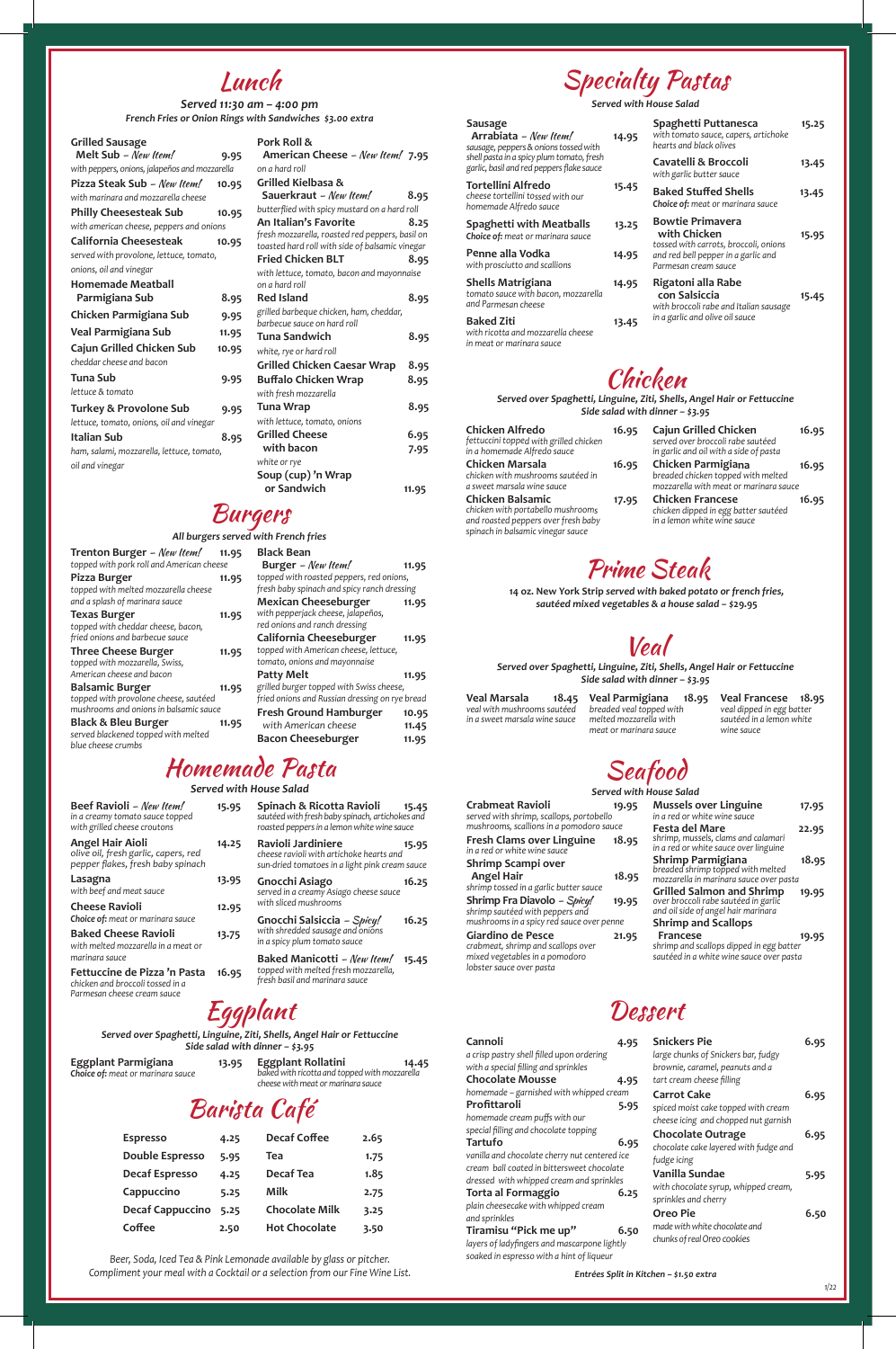# Lunch

***Served 11:30 am – 4:00 pm***

***French Fries or Onion Rings with Sandwiches $3.00 extra***

**Grilled Sausage Melt Sub** – *New Item!* 9.95
*with peppers, onions, jalapeños and mozzarella*

**Pizza Steak Sub** – *New Item!* 10.95
*with marinara and mozzarella cheese*

**Philly Cheesesteak Sub** 10.95
*with american cheese, peppers and onions*

**California Cheesesteak** 10.95
*served with provolone, lettuce, tomato, onions, oil and vinegar*

**Homemade Meatball Parmigiana Sub** 8.95

**Chicken Parmigiana Sub** 9.95

**Veal Parmigiana Sub** 11.95

**Cajun Grilled Chicken Sub** 10.95
*cheddar cheese and bacon*

**Tuna Sub** 9.95
*lettuce & tomato*

**Turkey & Provolone Sub** 9.95
*lettuce, tomato, onions, oil and vinegar*

**Italian Sub** 8.95
*ham, salami, mozzarella, lettuce, tomato, oil and vinegar*

**Pork Roll & American Cheese** – *New Item!* 7.95
*on a hard roll*

**Grilled Kielbasa & Sauerkraut** – *New Item!* 8.95
*butterflied with spicy mustard on a hard roll*

**An Italian's Favorite** 8.25
*fresh mozzarella, roasted red peppers, basil on toasted hard roll with side of balsamic vinegar*

**Fried Chicken BLT** 8.95
*with lettuce, tomato, bacon and mayonnaise on a hard roll*

**Red Island** 8.95
*grilled barbeque chicken, ham, cheddar, barbecue sauce on hard roll*

**Tuna Sandwich** 8.95
*white, rye or hard roll*

**Grilled Chicken Caesar Wrap** 8.95

**Buffalo Chicken Wrap** 8.95
*with fresh mozzarella*

**Tuna Wrap** 8.95
*with lettuce, tomato, onions*

**Grilled Cheese** 6.95
**with bacon** 7.95
*white or rye*

**Soup (cup) 'n Wrap or Sandwich** 11.95

# Burgers

***All burgers served with French fries***

**Trenton Burger** – *New Item!* 11.95
*topped with pork roll and American cheese*

**Pizza Burger** 11.95
*topped with melted mozzarella cheese and a splash of marinara sauce*

**Texas Burger** 11.95
*topped with cheddar cheese, bacon, fried onions and barbecue sauce*

**Three Cheese Burger** 11.95
*topped with mozzarella, Swiss, American cheese and bacon*

**Balsamic Burger** 11.95
*topped with provolone cheese, sautéed mushrooms and onions in balsamic sauce*

**Black & Bleu Burger** 11.95
*served blackened topped with melted blue cheese crumbs*

**Black Bean Burger** – *New Item!* 11.95
*topped with roasted peppers, red onions, fresh baby spinach and spicy ranch dressing*

**Mexican Cheeseburger** 11.95
*with pepperjack cheese, jalapeños, red onions and ranch dressing*

**California Cheeseburger** 11.95
*topped with American cheese, lettuce, tomato, onions and mayonnaise*

**Patty Melt** 11.95
*grilled burger topped with Swiss cheese, fried onions and Russian dressing on rye bread*

**Fresh Ground Hamburger** 10.95
*with American cheese* 11.45

**Bacon Cheeseburger** 11.95

# Homemade Pasta

***Served with House Salad***

**Beef Ravioli** – *New Item!* 15.95
*in a creamy tomato sauce topped with grilled cheese croutons*

**Angel Hair Aioli** 14.25
*olive oil, fresh garlic, capers, red pepper flakes, fresh baby spinach*

**Lasagna** 13.95
*with beef and meat sauce*

**Cheese Ravioli** 12.95
***Choice of:** meat or marinara sauce*

**Baked Cheese Ravioli** 13.75
*with melted mozzarella in a meat or marinara sauce*

**Fettuccine de Pizza 'n Pasta** 16.95
*chicken and broccoli tossed in a Parmesan cheese cream sauce*

**Spinach & Ricotta Ravioli** 15.45
*sautéed with fresh baby spinach, artichokes and roasted peppers in a lemon white wine sauce*

**Ravioli Jardiniere** 15.95
*cheese ravioli with artichoke hearts and sun-dried tomatoes in a light pink cream sauce*

**Gnocchi Asiago** 16.25
*served in a creamy Asiago cheese sauce with sliced mushrooms*

**Gnocchi Salsiccia** – *Spicy!* 16.25
*with shredded sausage and onions in a spicy plum tomato sauce*

**Baked Manicotti** – *New Item!* 15.45
*topped with melted fresh mozzarella, fresh basil and marinara sauce*

# Eggplant

***Served over Spaghetti, Linguine, Ziti, Shells, Angel Hair or Fettuccine***
***Side salad with dinner – $3.95***

**Eggplant Parmigiana** 13.95
***Choice of:** meat or marinara sauce*

**Eggplant Rollatini** 14.45
*baked with ricotta and topped with mozzarella cheese with meat or marinara sauce*

# Barista Café

| | | | |
|---|---|---|---|
| **Espresso** | 4.25 | **Decaf Coffee** | 2.65 |
| **Double Espresso** | 5.95 | **Tea** | 1.75 |
| **Decaf Espresso** | 4.25 | **Decaf Tea** | 1.85 |
| **Cappuccino** | 5.25 | **Milk** | 2.75 |
| **Decaf Cappuccino** | 5.25 | **Chocolate Milk** | 3.25 |
| **Coffee** | 2.50 | **Hot Chocolate** | 3.50 |

*Beer, Soda, Iced Tea & Pink Lemonade available by glass or pitcher.*
*Compliment your meal with a Cocktail or a selection from our Fine Wine List.*

# Specialty Pastas

***Served with House Salad***

**Sausage Arrabiata** – *New Item!* 14.95
*sausage, peppers & onions tossed with shell pasta in a spicy plum tomato, fresh garlic, basil and red peppers flake sauce*

**Tortellini Alfredo** 15.45
*cheese tortellini tossed with our homemade Alfredo sauce*

**Spaghetti with Meatballs** 13.25
***Choice of:** meat or marinara sauce*

**Penne alla Vodka** 14.95
*with prosciutto and scallions*

**Shells Matrigiana** 14.95
*tomato sauce with bacon, mozzarella and Parmesan cheese*

**Baked Ziti** 13.45
*with ricotta and mozzarella cheese in meat or marinara sauce*

**Spaghetti Puttanesca** 15.25
*with tomato sauce, capers, artichoke hearts and black olives*

**Cavatelli & Broccoli** 13.45
*with garlic butter sauce*

**Baked Stuffed Shells** 13.45
***Choice of:** meat or marinara sauce*

**Bowtie Primavera with Chicken** 15.95
*tossed with carrots, broccoli, onions and red bell pepper in a garlic and Parmesan cream sauce*

**Rigatoni alla Rabe con Salsiccia** 15.45
*with broccoli rabe and Italian sausage in a garlic and olive oil sauce*

# Chicken

***Served over Spaghetti, Linguine, Ziti, Shells, Angel Hair or Fettuccine***
***Side salad with dinner – $3.95***

**Chicken Alfredo** 16.95
*fettuccini topped with grilled chicken in a homemade Alfredo sauce*

**Chicken Marsala** 16.95
*chicken with mushrooms sautéed in a sweet marsala wine sauce*

**Chicken Balsamic** 17.95
*chicken with portabello mushrooms and roasted peppers over fresh baby spinach in balsamic vinegar sauce*

**Cajun Grilled Chicken** 16.95
*served over broccoli rabe sautéed in garlic and oil with a side of pasta*

**Chicken Parmigiana** 16.95
*breaded chicken topped with melted mozzarella with meat or marinara sauce*

**Chicken Francese** 16.95
*chicken dipped in egg batter sautéed in a lemon white wine sauce*

# Prime Steak

**14 oz. New York Strip *served with baked potato or french fries, sautéed mixed vegetables & a house salad – $29.95***

# Veal

***Served over Spaghetti, Linguine, Ziti, Shells, Angel Hair or Fettuccine***
***Side salad with dinner – $3.95***

**Veal Marsala** 18.45
*veal with mushrooms sautéed in a sweet marsala wine sauce*

**Veal Parmigiana** 18.95
*breaded veal topped with melted mozzarella with meat or marinara sauce*

**Veal Francese** 18.95
*veal dipped in egg batter sautéed in a lemon white wine sauce*

# Seafood

***Served with House Salad***

**Crabmeat Ravioli** 19.95
*served with shrimp, scallops, portobello mushrooms, scallions in a pomodoro sauce*

**Fresh Clams over Linguine** 18.95
*in a red or white wine sauce*

**Shrimp Scampi over Angel Hair** 18.95
*shrimp tossed in a garlic butter sauce*

**Shrimp Fra Diavolo** – *Spicy!* 19.95
*shrimp sautéed with peppers and mushrooms in a spicy red sauce over penne*

**Giardino de Pesce** 21.95
*crabmeat, shrimp and scallops over mixed vegetables in a pomodoro lobster sauce over pasta*

**Mussels over Linguine** 17.95
*in a red or white wine sauce*

**Festa del Mare** 22.95
*shrimp, mussels, clams and calamari in a red or white sauce over linguine*

**Shrimp Parmigiana** 18.95
*breaded shrimp topped with melted mozzarella in marinara sauce over pasta*

**Grilled Salmon and Shrimp** 19.95
*over broccoli rabe sautéed in garlic and oil side of angel hair marinara*

**Shrimp and Scallops Francese** 19.95
*shrimp and scallops dipped in egg batter sautéed in a white wine sauce over pasta*

# Dessert

**Cannoli** 4.95
*a crisp pastry shell filled upon ordering with a special filling and sprinkles*

**Chocolate Mousse** 4.95
*homemade – garnished with whipped cream*

**Profittaroli** 5.95
*homemade cream puffs with our special filling and chocolate topping*

**Tartufo** 6.95
*vanilla and chocolate cherry nut centered ice cream ball coated in bittersweet chocolate dressed with whipped cream and sprinkles*

**Torta al Formaggio** 6.25
*plain cheesecake with whipped cream and sprinkles*

**Tiramisu "Pick me up"** 6.50
*layers of ladyfingers and mascarpone lightly soaked in espresso with a hint of liqueur*

**Snickers Pie** 6.95
*large chunks of Snickers bar, fudgy brownie, caramel, peanuts and a tart cream cheese filling*

**Carrot Cake** 6.95
*spiced moist cake topped with cream cheese icing and chopped nut garnish*

**Chocolate Outrage** 6.95
*chocolate cake layered with fudge and fudge icing*

**Vanilla Sundae** 5.95
*with chocolate syrup, whipped cream, sprinkles and cherry*

**Oreo Pie** 6.50
*made with white chocolate and chunks of real Oreo cookies*

***Entrées Split in Kitchen – $1.50 extra***

1/22